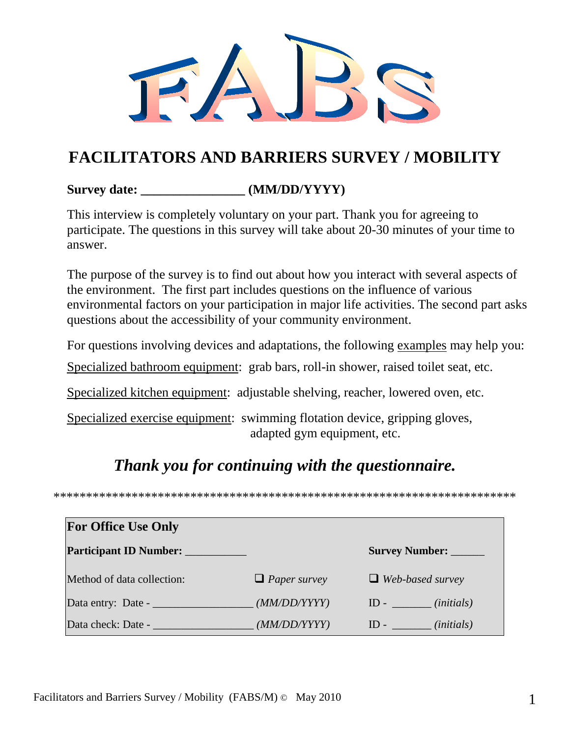# FABS

## FACILITATORS AND BARRIERS SURVEY / MOBILITY

**Survey date: _______________ (MM/DD/YYYY)**

This interview is completely voluntary on your part. Thank you for agreeing to participate. The questions in this survey will take about 20-30 minutes of your time to answer.

The purpose of the survey is to find out about how you interact with several aspects of the environment. The first part includes questions on the influence of various environmental factors on your participation in major life activities. The second part asks questions about the accessibility of your community environment.

For questions involving devices and adaptations, the following examples may help you:

Specialized bathroom equipment: grab bars, roll-in shower, raised toilet seat, etc.

Specialized kitchen equipment: adjustable shelving, reacher, lowered oven, etc.

Specialized exercise equipment: swimming flotation device, gripping gloves, adapted gym equipment, etc.

***Thank you for continuing with the questionnaire.***

**********************************************************************

| **For Office Use Only** | | |
|---|---|---|
| **Participant ID Number:** __________ | | **Survey Number:** ______ |
| Method of data collection: | ❑ *Paper survey* | ❑ *Web-based survey* |
| Data entry: Date - _________________ | *(MM/DD/YYYY)* | ID - _______ *(initials)* |
| Data check: Date - _________________ | *(MM/DD/YYYY)* | ID - _______ *(initials)* |

Facilitators and Barriers Survey / Mobility (FABS/M) © May 2010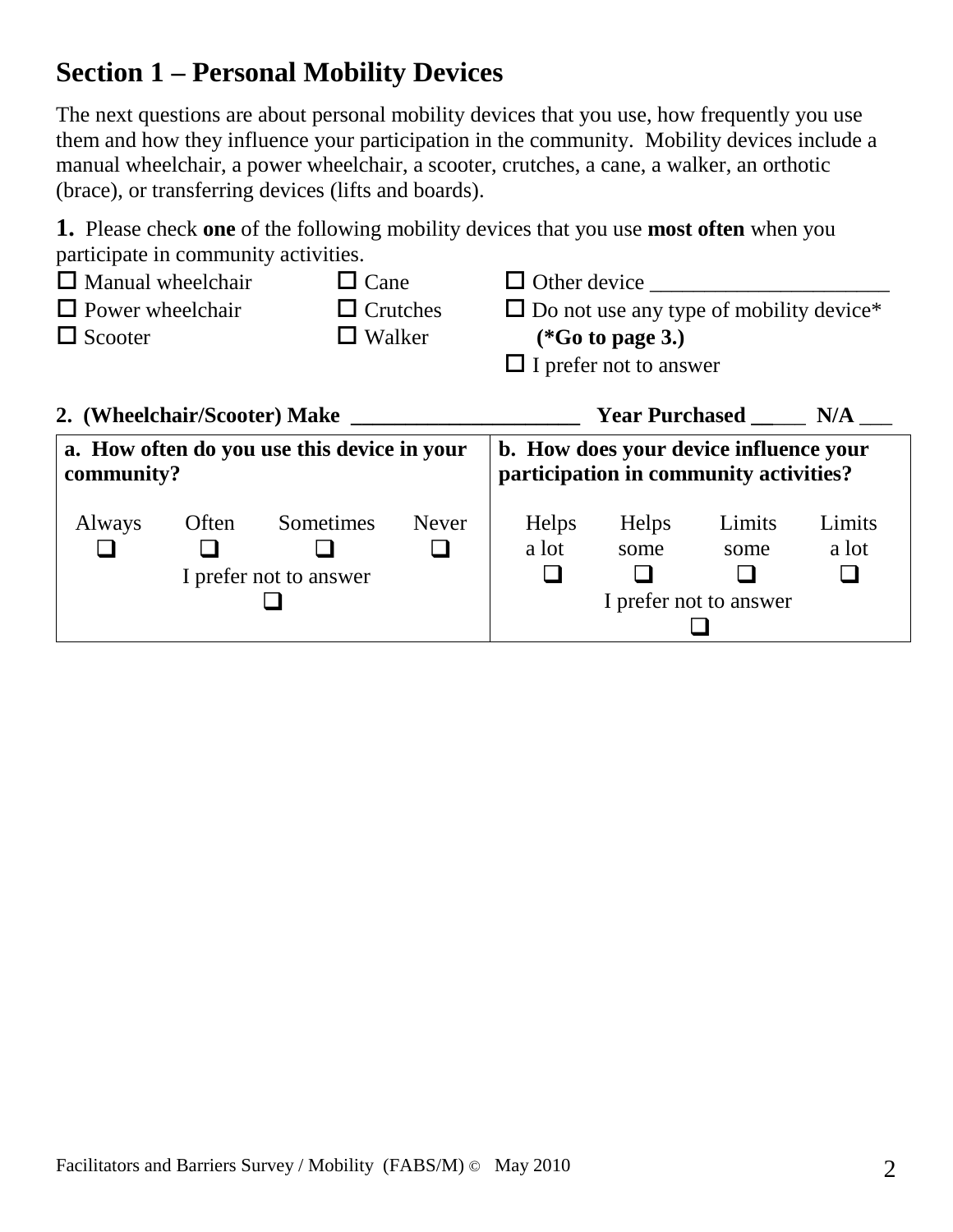## Section 1 – Personal Mobility Devices

The next questions are about personal mobility devices that you use, how frequently you use them and how they influence your participation in the community. Mobility devices include a manual wheelchair, a power wheelchair, a scooter, crutches, a cane, a walker, an orthotic (brace), or transferring devices (lifts and boards).

**1.** Please check **one** of the following mobility devices that you use **most often** when you participate in community activities.

- ☐ Manual wheelchair
- ☐ Power wheelchair
- ☐ Scooter
- ☐ Cane
- ☐ Crutches
- ☐ Walker
- ☐ Other device ______________________
- ☐ Do not use any type of mobility device* **(*Go to page 3.)**
- ☐ I prefer not to answer

**2. (Wheelchair/Scooter) Make _____________________ Year Purchased _____ N/A ___**

| **a. How often do you use this device in your community?** | | | | **b. How does your device influence your participation in community activities?** | | | |
|---|---|---|---|---|---|---|---|
| Always | Often | Sometimes | Never | Helps a lot | Helps some | Limits some | Limits a lot |
| ❑ | ❑ | ❑ | ❑ | ❑ | ❑ | ❑ | ❑ |
| I prefer not to answer ❑ | | | | I prefer not to answer ❑ | | | |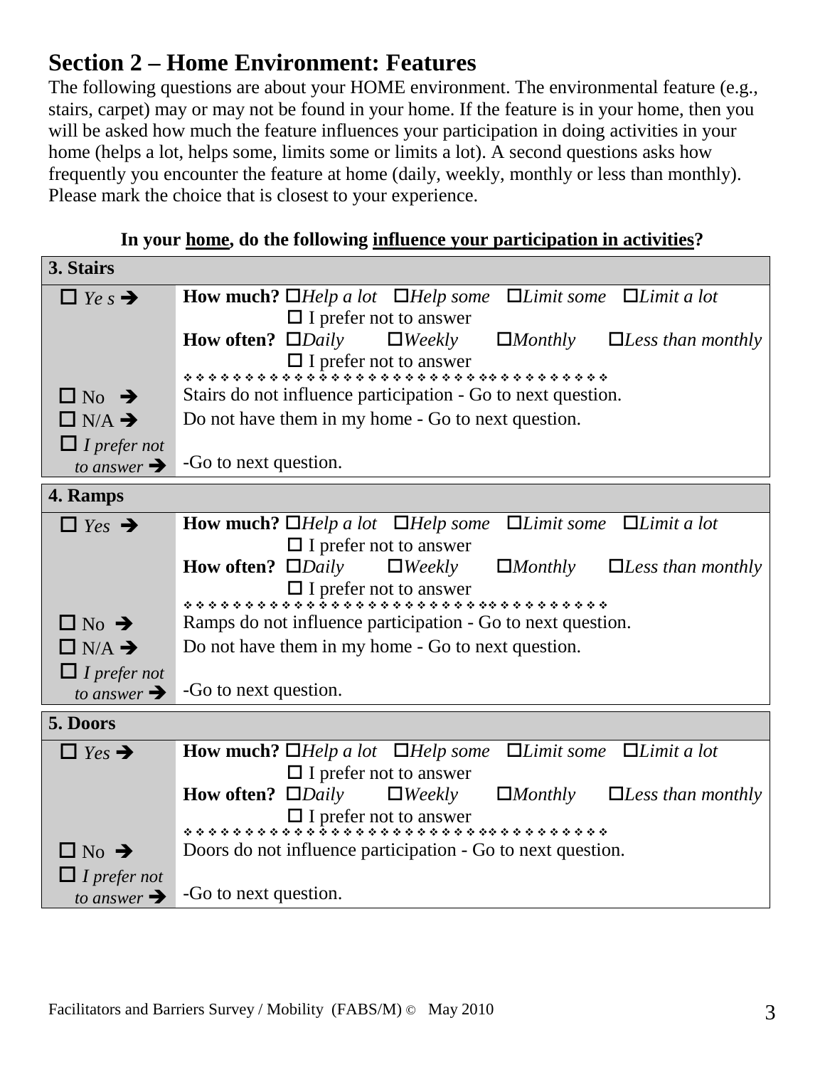## Section 2 – Home Environment: Features

The following questions are about your HOME environment. The environmental feature (e.g., stairs, carpet) may or may not be found in your home. If the feature is in your home, then you will be asked how much the feature influences your participation in doing activities in your home (helps a lot, helps some, limits some or limits a lot). A second questions asks how frequently you encounter the feature at home (daily, weekly, monthly or less than monthly). Please mark the choice that is closest to your experience.

**In your home, do the following influence your participation in activities?**

| **3. Stairs** | |
|---|---|
| ☐ *Ye s* ➔ | **How much?** ☐*Help a lot* ☐*Help some* ☐*Limit some* ☐*Limit a lot* ☐ I prefer not to answer<br>**How often?** ☐*Daily* ☐*Weekly* ☐*Monthly* ☐*Less than monthly* ☐ I prefer not to answer |
| ☐ No ➔ | Stairs do not influence participation - Go to next question. |
| ☐ N/A ➔ | Do not have them in my home - Go to next question. |
| ☐ *I prefer not to answer* ➔ | -Go to next question. |

| **4. Ramps** | |
|---|---|
| ☐ *Yes* ➔ | **How much?** ☐*Help a lot* ☐*Help some* ☐*Limit some* ☐*Limit a lot* ☐ I prefer not to answer<br>**How often?** ☐*Daily* ☐*Weekly* ☐*Monthly* ☐*Less than monthly* ☐ I prefer not to answer |
| ☐ No ➔ | Ramps do not influence participation - Go to next question. |
| ☐ N/A ➔ | Do not have them in my home - Go to next question. |
| ☐ *I prefer not to answer* ➔ | -Go to next question. |

| **5. Doors** | |
|---|---|
| ☐ *Yes* ➔ | **How much?** ☐*Help a lot* ☐*Help some* ☐*Limit some* ☐*Limit a lot* ☐ I prefer not to answer<br>**How often?** ☐*Daily* ☐*Weekly* ☐*Monthly* ☐*Less than monthly* ☐ I prefer not to answer |
| ☐ No ➔ | Doors do not influence participation - Go to next question. |
| ☐ *I prefer not to answer* ➔ | -Go to next question. |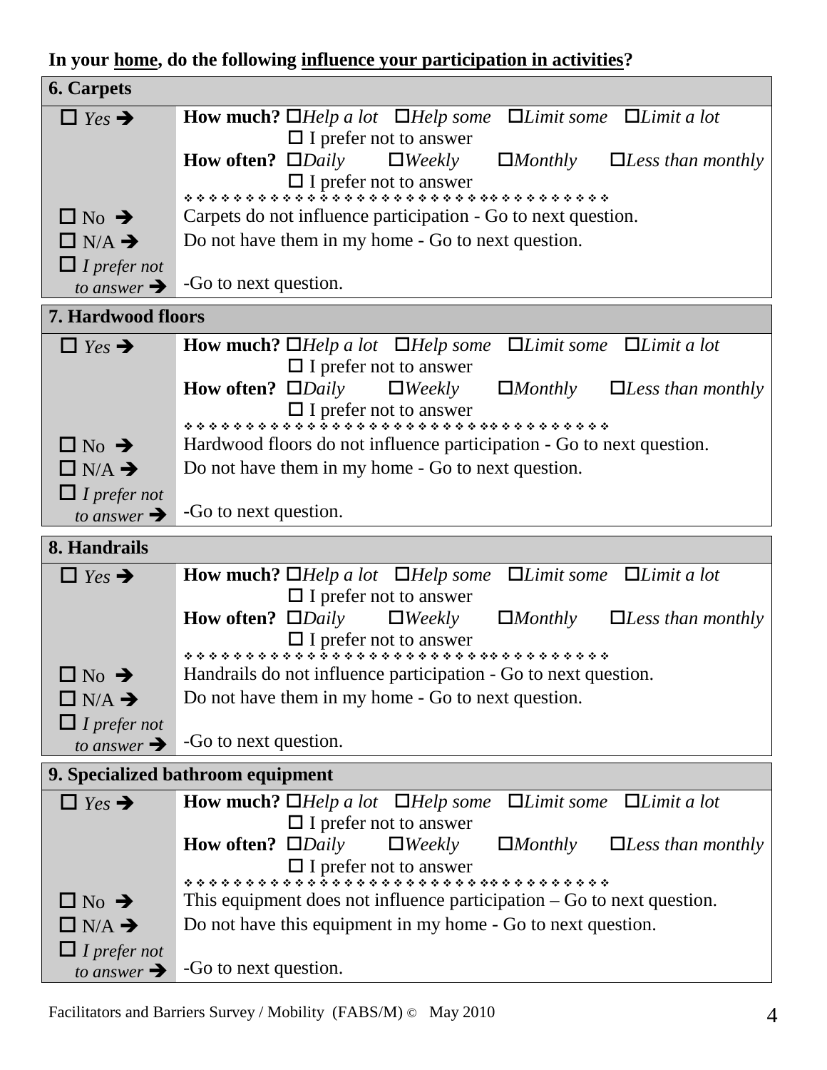**In your <u>home</u>, do the following <u>influence your participation in activities</u>?**

| **6. Carpets** | |
|---|---|
| ☐ *Yes* ➔ | **How much?** ☐*Help a lot* ☐*Help some* ☐*Limit some* ☐*Limit a lot* ☐ I prefer not to answer<br>**How often?** ☐*Daily* ☐*Weekly* ☐*Monthly* ☐*Less than monthly* ☐ I prefer not to answer |
| ☐ No ➔ | Carpets do not influence participation - Go to next question. |
| ☐ N/A ➔ | Do not have them in my home - Go to next question. |
| ☐ *I prefer not to answer* ➔ | -Go to next question. |

| **7. Hardwood floors** | |
|---|---|
| ☐ *Yes* ➔ | **How much?** ☐*Help a lot* ☐*Help some* ☐*Limit some* ☐*Limit a lot* ☐ I prefer not to answer<br>**How often?** ☐*Daily* ☐*Weekly* ☐*Monthly* ☐*Less than monthly* ☐ I prefer not to answer |
| ☐ No ➔ | Hardwood floors do not influence participation - Go to next question. |
| ☐ N/A ➔ | Do not have them in my home - Go to next question. |
| ☐ *I prefer not to answer* ➔ | -Go to next question. |

| **8. Handrails** | |
|---|---|
| ☐ *Yes* ➔ | **How much?** ☐*Help a lot* ☐*Help some* ☐*Limit some* ☐*Limit a lot* ☐ I prefer not to answer<br>**How often?** ☐*Daily* ☐*Weekly* ☐*Monthly* ☐*Less than monthly* ☐ I prefer not to answer |
| ☐ No ➔ | Handrails do not influence participation - Go to next question. |
| ☐ N/A ➔ | Do not have them in my home - Go to next question. |
| ☐ *I prefer not to answer* ➔ | -Go to next question. |

| **9. Specialized bathroom equipment** | |
|---|---|
| ☐ *Yes* ➔ | **How much?** ☐*Help a lot* ☐*Help some* ☐*Limit some* ☐*Limit a lot* ☐ I prefer not to answer<br>**How often?** ☐*Daily* ☐*Weekly* ☐*Monthly* ☐*Less than monthly* ☐ I prefer not to answer |
| ☐ No ➔ | This equipment does not influence participation – Go to next question. |
| ☐ N/A ➔ | Do not have this equipment in my home - Go to next question. |
| ☐ *I prefer not to answer* ➔ | -Go to next question. |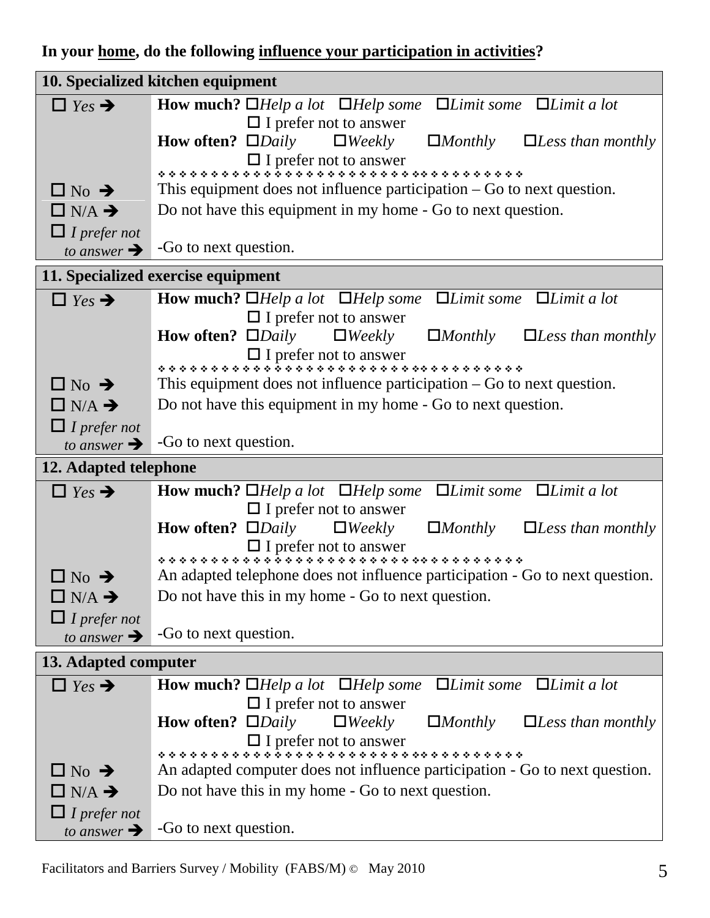**In your <u>home</u>, do the following <u>influence your participation in activities</u>?**

| 10. Specialized kitchen equipment | |
|---|---|
| ☐ *Yes* ➔ | **How much?** ☐*Help a lot* ☐*Help some* ☐*Limit some* ☐*Limit a lot* ☐ I prefer not to answer<br>**How often?** ☐*Daily* ☐*Weekly* ☐*Monthly* ☐*Less than monthly* ☐ I prefer not to answer |
| ☐ No ➔ | This equipment does not influence participation – Go to next question. |
| ☐ N/A ➔ | Do not have this equipment in my home - Go to next question. |
| ☐ *I prefer not to answer* ➔ | -Go to next question. |

| 11. Specialized exercise equipment | |
|---|---|
| ☐ *Yes* ➔ | **How much?** ☐*Help a lot* ☐*Help some* ☐*Limit some* ☐*Limit a lot* ☐ I prefer not to answer<br>**How often?** ☐*Daily* ☐*Weekly* ☐*Monthly* ☐*Less than monthly* ☐ I prefer not to answer |
| ☐ No ➔ | This equipment does not influence participation – Go to next question. |
| ☐ N/A ➔ | Do not have this equipment in my home - Go to next question. |
| ☐ *I prefer not to answer* ➔ | -Go to next question. |

| 12. Adapted telephone | |
|---|---|
| ☐ *Yes* ➔ | **How much?** ☐*Help a lot* ☐*Help some* ☐*Limit some* ☐*Limit a lot* ☐ I prefer not to answer<br>**How often?** ☐*Daily* ☐*Weekly* ☐*Monthly* ☐*Less than monthly* ☐ I prefer not to answer |
| ☐ No ➔ | An adapted telephone does not influence participation - Go to next question. |
| ☐ N/A ➔ | Do not have this in my home - Go to next question. |
| ☐ *I prefer not to answer* ➔ | -Go to next question. |

| 13. Adapted computer | |
|---|---|
| ☐ *Yes* ➔ | **How much?** ☐*Help a lot* ☐*Help some* ☐*Limit some* ☐*Limit a lot* ☐ I prefer not to answer<br>**How often?** ☐*Daily* ☐*Weekly* ☐*Monthly* ☐*Less than monthly* ☐ I prefer not to answer |
| ☐ No ➔ | An adapted computer does not influence participation - Go to next question. |
| ☐ N/A ➔ | Do not have this in my home - Go to next question. |
| ☐ *I prefer not to answer* ➔ | -Go to next question. |

Facilitators and Barriers Survey / Mobility (FABS/M) © May 2010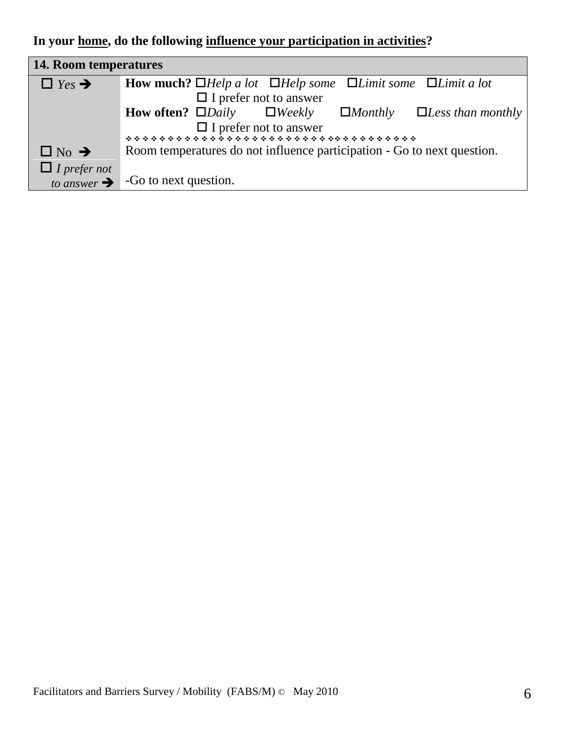**In your <u>home</u>, do the following <u>influence your participation in activities</u>?**

| **14. Room temperatures** | |
|---|---|
| ☐ *Yes* ➔ | **How much?** ☐*Help a lot* ☐*Help some* ☐*Limit some* ☐*Limit a lot* ☐ I prefer not to answer<br>**How often?** ☐*Daily* ☐*Weekly* ☐*Monthly* ☐*Less than monthly* ☐ I prefer not to answer<br>❖❖❖❖❖❖❖❖❖❖❖❖❖❖❖❖❖❖❖❖❖❖❖❖❖❖❖❖❖❖❖❖❖❖❖ |
| ☐ No ➔ | Room temperatures do not influence participation - Go to next question. |
| ☐ *I prefer not to answer* ➔ | -Go to next question. |

Facilitators and Barriers Survey / Mobility (FABS/M) © May 2010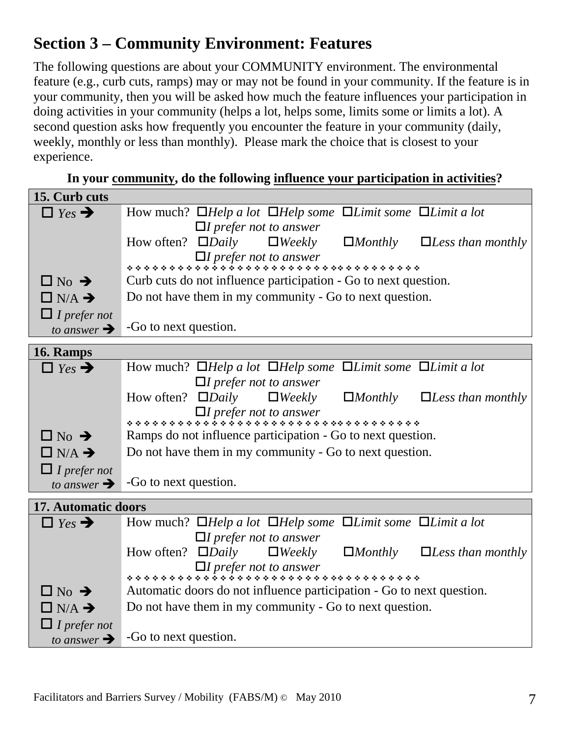## Section 3 – Community Environment: Features

The following questions are about your COMMUNITY environment. The environmental feature (e.g., curb cuts, ramps) may or may not be found in your community. If the feature is in your community, then you will be asked how much the feature influences your participation in doing activities in your community (helps a lot, helps some, limits some or limits a lot). A second question asks how frequently you encounter the feature in your community (daily, weekly, monthly or less than monthly). Please mark the choice that is closest to your experience.

**In your community, do the following influence your participation in activities?**

| **15. Curb cuts** | |
|---|---|
| ☐ *Yes* ➔ | How much? ☐*Help a lot* ☐*Help some* ☐*Limit some* ☐*Limit a lot* ☐*I prefer not to answer*<br>How often? ☐*Daily* ☐*Weekly* ☐*Monthly* ☐*Less than monthly* ☐*I prefer not to answer* |
| ☐ No ➔ | Curb cuts do not influence participation - Go to next question. |
| ☐ N/A ➔ | Do not have them in my community - Go to next question. |
| ☐ *I prefer not to answer* ➔ | -Go to next question. |

| **16. Ramps** | |
|---|---|
| ☐ *Yes* ➔ | How much? ☐*Help a lot* ☐*Help some* ☐*Limit some* ☐*Limit a lot* ☐*I prefer not to answer*<br>How often? ☐*Daily* ☐*Weekly* ☐*Monthly* ☐*Less than monthly* ☐*I prefer not to answer* |
| ☐ No ➔ | Ramps do not influence participation - Go to next question. |
| ☐ N/A ➔ | Do not have them in my community - Go to next question. |
| ☐ *I prefer not to answer* ➔ | -Go to next question. |

| **17. Automatic doors** | |
|---|---|
| ☐ *Yes* ➔ | How much? ☐*Help a lot* ☐*Help some* ☐*Limit some* ☐*Limit a lot* ☐*I prefer not to answer*<br>How often? ☐*Daily* ☐*Weekly* ☐*Monthly* ☐*Less than monthly* ☐*I prefer not to answer* |
| ☐ No ➔ | Automatic doors do not influence participation - Go to next question. |
| ☐ N/A ➔ | Do not have them in my community - Go to next question. |
| ☐ *I prefer not to answer* ➔ | -Go to next question. |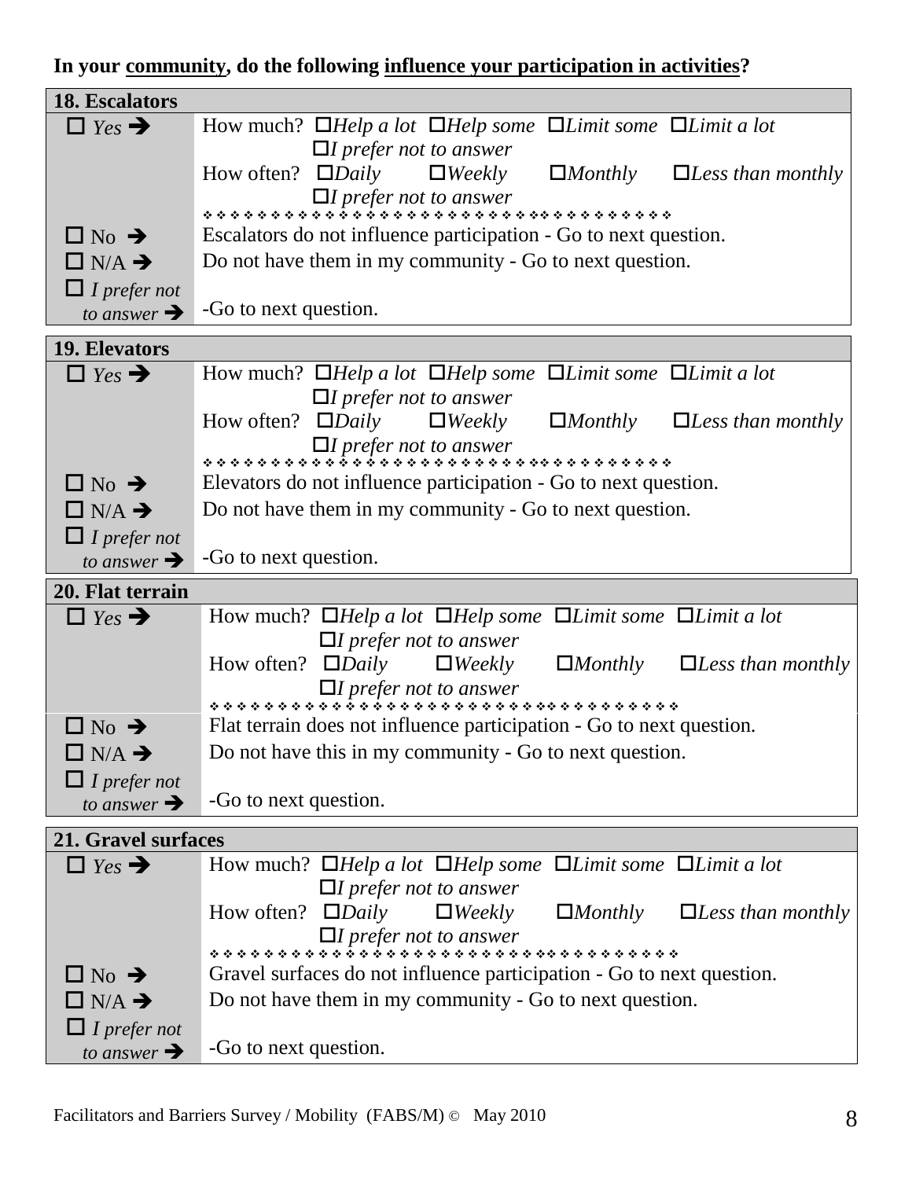**In your <u>community</u>, do the following <u>influence your participation in activities</u>?**

| **18. Escalators** | |
|---|---|
| ☐ *Yes* ➔ | How much? ☐*Help a lot* ☐*Help some* ☐*Limit some* ☐*Limit a lot* ☐*I prefer not to answer*<br>How often? ☐*Daily* ☐*Weekly* ☐*Monthly* ☐*Less than monthly* ☐*I prefer not to answer* |
| ☐ No ➔ | Escalators do not influence participation - Go to next question. |
| ☐ N/A ➔ | Do not have them in my community - Go to next question. |
| ☐ *I prefer not to answer* ➔ | -Go to next question. |

| **19. Elevators** | |
|---|---|
| ☐ *Yes* ➔ | How much? ☐*Help a lot* ☐*Help some* ☐*Limit some* ☐*Limit a lot* ☐*I prefer not to answer*<br>How often? ☐*Daily* ☐*Weekly* ☐*Monthly* ☐*Less than monthly* ☐*I prefer not to answer* |
| ☐ No ➔ | Elevators do not influence participation - Go to next question. |
| ☐ N/A ➔ | Do not have them in my community - Go to next question. |
| ☐ *I prefer not to answer* ➔ | -Go to next question. |

| **20. Flat terrain** | |
|---|---|
| ☐ *Yes* ➔ | How much? ☐*Help a lot* ☐*Help some* ☐*Limit some* ☐*Limit a lot* ☐*I prefer not to answer*<br>How often? ☐*Daily* ☐*Weekly* ☐*Monthly* ☐*Less than monthly* ☐*I prefer not to answer* |
| ☐ No ➔ | Flat terrain does not influence participation - Go to next question. |
| ☐ N/A ➔ | Do not have this in my community - Go to next question. |
| ☐ *I prefer not to answer* ➔ | -Go to next question. |

| **21. Gravel surfaces** | |
|---|---|
| ☐ *Yes* ➔ | How much? ☐*Help a lot* ☐*Help some* ☐*Limit some* ☐*Limit a lot* ☐*I prefer not to answer*<br>How often? ☐*Daily* ☐*Weekly* ☐*Monthly* ☐*Less than monthly* ☐*I prefer not to answer* |
| ☐ No ➔ | Gravel surfaces do not influence participation - Go to next question. |
| ☐ N/A ➔ | Do not have them in my community - Go to next question. |
| ☐ *I prefer not to answer* ➔ | -Go to next question. |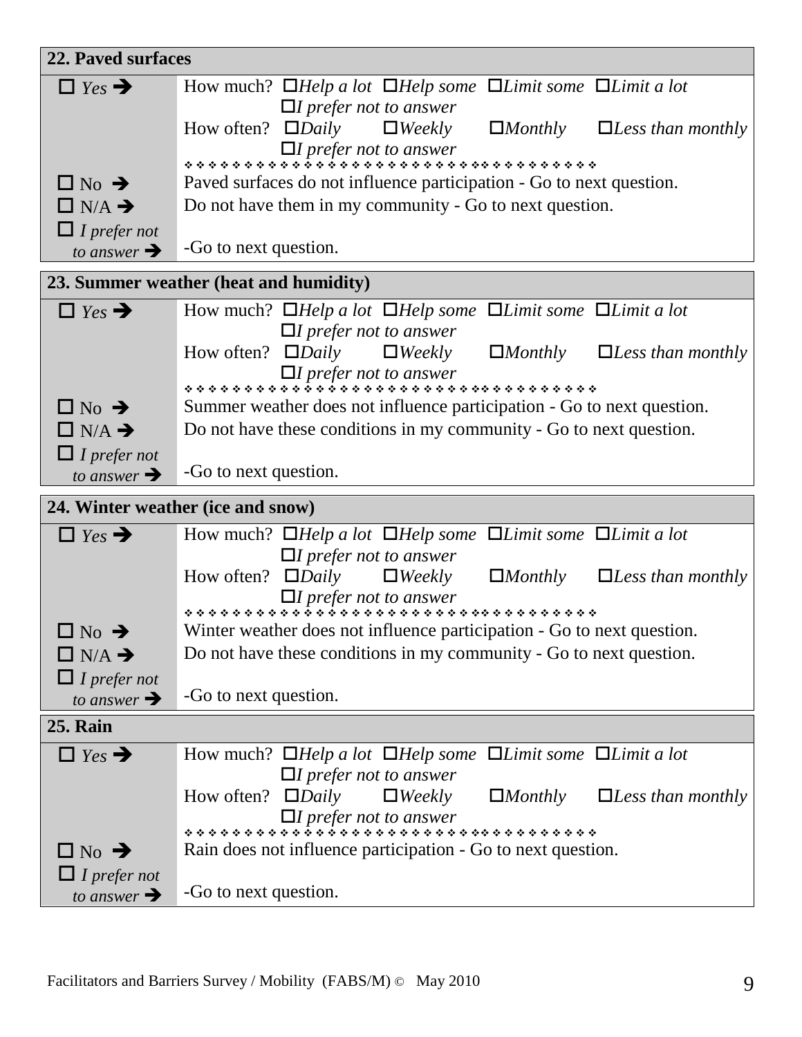| 22. Paved surfaces | |
|---|---|
| ☐ *Yes* ➔ | How much? ☐*Help a lot* ☐*Help some* ☐*Limit some* ☐*Limit a lot* ☐*I prefer not to answer* |
| | How often? ☐*Daily* ☐*Weekly* ☐*Monthly* ☐*Less than monthly* ☐*I prefer not to answer* |
| ☐ No ➔ | Paved surfaces do not influence participation - Go to next question. |
| ☐ N/A ➔ | Do not have them in my community - Go to next question. |
| ☐ *I prefer not to answer* ➔ | -Go to next question. |

| 23. Summer weather (heat and humidity) | |
|---|---|
| ☐ *Yes* ➔ | How much? ☐*Help a lot* ☐*Help some* ☐*Limit some* ☐*Limit a lot* ☐*I prefer not to answer* |
| | How often? ☐*Daily* ☐*Weekly* ☐*Monthly* ☐*Less than monthly* ☐*I prefer not to answer* |
| ☐ No ➔ | Summer weather does not influence participation - Go to next question. |
| ☐ N/A ➔ | Do not have these conditions in my community - Go to next question. |
| ☐ *I prefer not to answer* ➔ | -Go to next question. |

| 24. Winter weather (ice and snow) | |
|---|---|
| ☐ *Yes* ➔ | How much? ☐*Help a lot* ☐*Help some* ☐*Limit some* ☐*Limit a lot* ☐*I prefer not to answer* |
| | How often? ☐*Daily* ☐*Weekly* ☐*Monthly* ☐*Less than monthly* ☐*I prefer not to answer* |
| ☐ No ➔ | Winter weather does not influence participation - Go to next question. |
| ☐ N/A ➔ | Do not have these conditions in my community - Go to next question. |
| ☐ *I prefer not to answer* ➔ | -Go to next question. |

| 25. Rain | |
|---|---|
| ☐ *Yes* ➔ | How much? ☐*Help a lot* ☐*Help some* ☐*Limit some* ☐*Limit a lot* ☐*I prefer not to answer* |
| | How often? ☐*Daily* ☐*Weekly* ☐*Monthly* ☐*Less than monthly* ☐*I prefer not to answer* |
| ☐ No ➔ | Rain does not influence participation - Go to next question. |
| ☐ *I prefer not to answer* ➔ | -Go to next question. |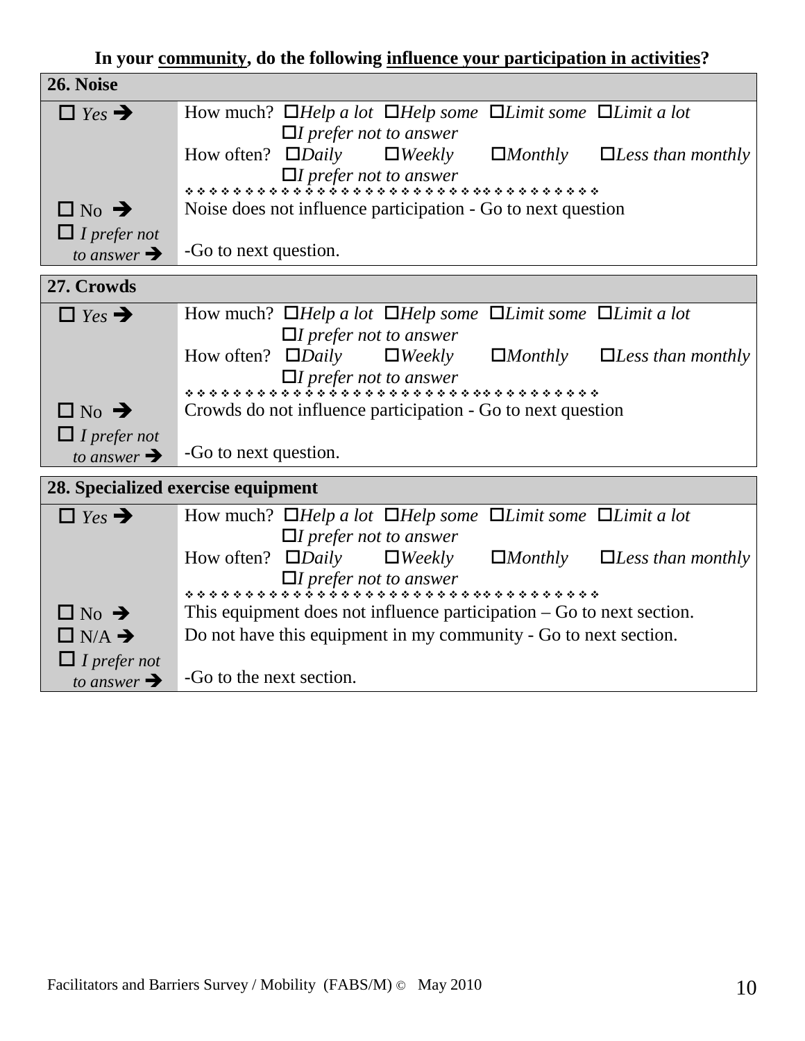**In your community, do the following influence your participation in activities?**

| 26. Noise | |
|---|---|
| ☐ *Yes* ➔ | How much? ☐*Help a lot* ☐*Help some* ☐*Limit some* ☐*Limit a lot* ☐*I prefer not to answer*<br>How often? ☐*Daily* ☐*Weekly* ☐*Monthly* ☐*Less than monthly* ☐*I prefer not to answer* |
| ☐ No ➔ | Noise does not influence participation - Go to next question |
| ☐ *I prefer not to answer* ➔ | -Go to next question. |

| 27. Crowds | |
|---|---|
| ☐ *Yes* ➔ | How much? ☐*Help a lot* ☐*Help some* ☐*Limit some* ☐*Limit a lot* ☐*I prefer not to answer*<br>How often? ☐*Daily* ☐*Weekly* ☐*Monthly* ☐*Less than monthly* ☐*I prefer not to answer* |
| ☐ No ➔ | Crowds do not influence participation - Go to next question |
| ☐ *I prefer not to answer* ➔ | -Go to next question. |

| 28. Specialized exercise equipment | |
|---|---|
| ☐ *Yes* ➔ | How much? ☐*Help a lot* ☐*Help some* ☐*Limit some* ☐*Limit a lot* ☐*I prefer not to answer*<br>How often? ☐*Daily* ☐*Weekly* ☐*Monthly* ☐*Less than monthly* ☐*I prefer not to answer* |
| ☐ No ➔ | This equipment does not influence participation – Go to next section. |
| ☐ N/A ➔ | Do not have this equipment in my community - Go to next section. |
| ☐ *I prefer not to answer* ➔ | -Go to the next section. |

Facilitators and Barriers Survey / Mobility (FABS/M) © May 2010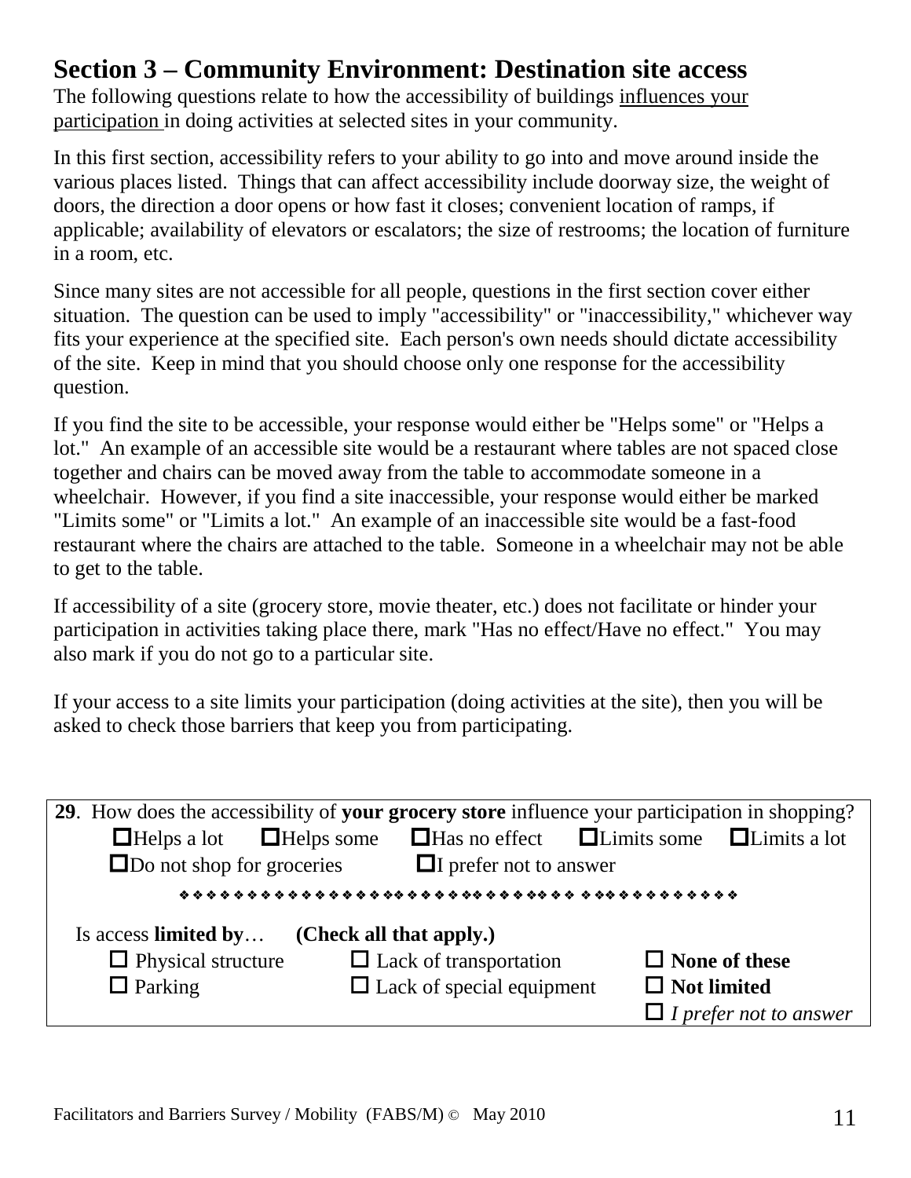## Section 3 – Community Environment: Destination site access

The following questions relate to how the accessibility of buildings influences your participation in doing activities at selected sites in your community.

In this first section, accessibility refers to your ability to go into and move around inside the various places listed. Things that can affect accessibility include doorway size, the weight of doors, the direction a door opens or how fast it closes; convenient location of ramps, if applicable; availability of elevators or escalators; the size of restrooms; the location of furniture in a room, etc.

Since many sites are not accessible for all people, questions in the first section cover either situation. The question can be used to imply "accessibility" or "inaccessibility," whichever way fits your experience at the specified site. Each person's own needs should dictate accessibility of the site. Keep in mind that you should choose only one response for the accessibility question.

If you find the site to be accessible, your response would either be "Helps some" or "Helps a lot." An example of an accessible site would be a restaurant where tables are not spaced close together and chairs can be moved away from the table to accommodate someone in a wheelchair. However, if you find a site inaccessible, your response would either be marked "Limits some" or "Limits a lot." An example of an inaccessible site would be a fast-food restaurant where the chairs are attached to the table. Someone in a wheelchair may not be able to get to the table.

If accessibility of a site (grocery store, movie theater, etc.) does not facilitate or hinder your participation in activities taking place there, mark "Has no effect/Have no effect." You may also mark if you do not go to a particular site.

If your access to a site limits your participation (doing activities at the site), then you will be asked to check those barriers that keep you from participating.

**29**. How does the accessibility of **your grocery store** influence your participation in shopping?

☐ Helps a lot ☐ Helps some ☐ Has no effect ☐ Limits some ☐ Limits a lot
☐ Do not shop for groceries ☐ I prefer not to answer

❖❖❖❖❖❖❖❖❖❖❖❖❖❖❖❖❖❖❖❖❖❖❖❖❖❖❖❖❖❖❖❖❖❖❖❖❖❖❖❖❖

Is access **limited by**… **(Check all that apply.)**

☐ Physical structure ☐ Lack of transportation ☐ **None of these**
☐ Parking ☐ Lack of special equipment ☐ **Not limited**
☐ *I prefer not to answer*

Facilitators and Barriers Survey / Mobility (FABS/M) © May 2010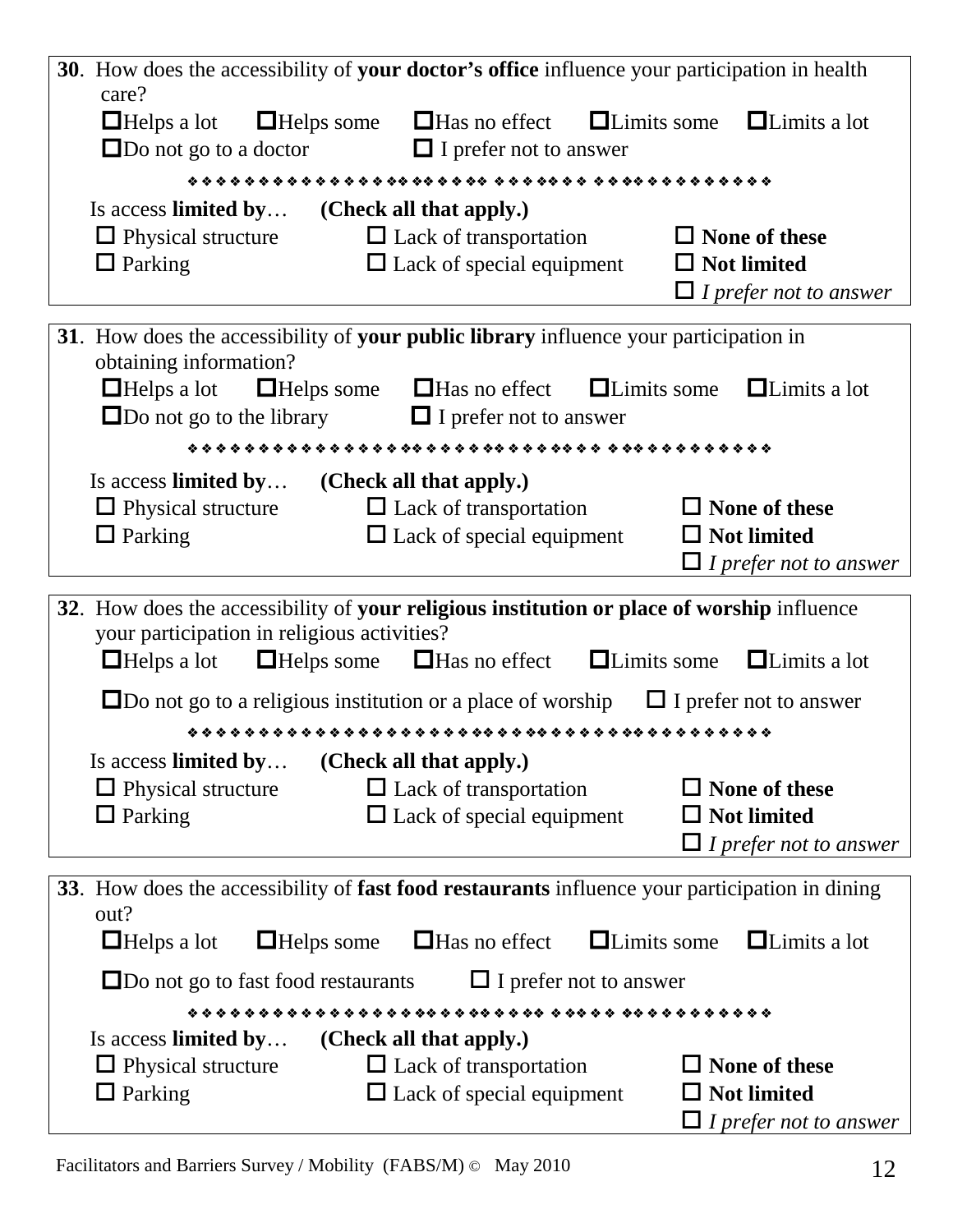**30**. How does the accessibility of **your doctor's office** influence your participation in health care?

☐ Helps a lot ☐ Helps some ☐ Has no effect ☐ Limits some ☐ Limits a lot
☐ Do not go to a doctor ☐ I prefer not to answer

❖❖❖❖❖❖❖❖❖❖❖❖❖❖❖❖❖❖❖❖❖❖❖❖❖❖❖❖❖❖❖❖❖❖❖❖❖❖❖❖❖

Is access **limited by**… **(Check all that apply.)**

☐ Physical structure ☐ Lack of transportation ☐ **None of these**
☐ Parking ☐ Lack of special equipment ☐ **Not limited**
☐ *I prefer not to answer*

**31**. How does the accessibility of **your public library** influence your participation in obtaining information?

☐ Helps a lot ☐ Helps some ☐ Has no effect ☐ Limits some ☐ Limits a lot
☐ Do not go to the library ☐ I prefer not to answer

❖❖❖❖❖❖❖❖❖❖❖❖❖❖❖❖❖❖❖❖❖❖❖❖❖❖❖❖❖❖❖❖❖❖❖❖❖❖❖❖❖

Is access **limited by**… **(Check all that apply.)**

☐ Physical structure ☐ Lack of transportation ☐ **None of these**
☐ Parking ☐ Lack of special equipment ☐ **Not limited**
☐ *I prefer not to answer*

**32**. How does the accessibility of **your religious institution or place of worship** influence your participation in religious activities?

☐ Helps a lot ☐ Helps some ☐ Has no effect ☐ Limits some ☐ Limits a lot

☐ Do not go to a religious institution or a place of worship ☐ I prefer not to answer

❖❖❖❖❖❖❖❖❖❖❖❖❖❖❖❖❖❖❖❖❖❖❖❖❖❖❖❖❖❖❖❖❖❖❖❖❖❖❖❖❖

Is access **limited by**… **(Check all that apply.)**

☐ Physical structure ☐ Lack of transportation ☐ **None of these**
☐ Parking ☐ Lack of special equipment ☐ **Not limited**
☐ *I prefer not to answer*

**33**. How does the accessibility of **fast food restaurants** influence your participation in dining out?

☐ Helps a lot ☐ Helps some ☐ Has no effect ☐ Limits some ☐ Limits a lot

☐ Do not go to fast food restaurants ☐ I prefer not to answer

❖❖❖❖❖❖❖❖❖❖❖❖❖❖❖❖❖❖❖❖❖❖❖❖❖❖❖❖❖❖❖❖❖❖❖❖❖❖❖❖❖

Is access **limited by**… **(Check all that apply.)**

☐ Physical structure ☐ Lack of transportation ☐ **None of these**
☐ Parking ☐ Lack of special equipment ☐ **Not limited**
☐ *I prefer not to answer*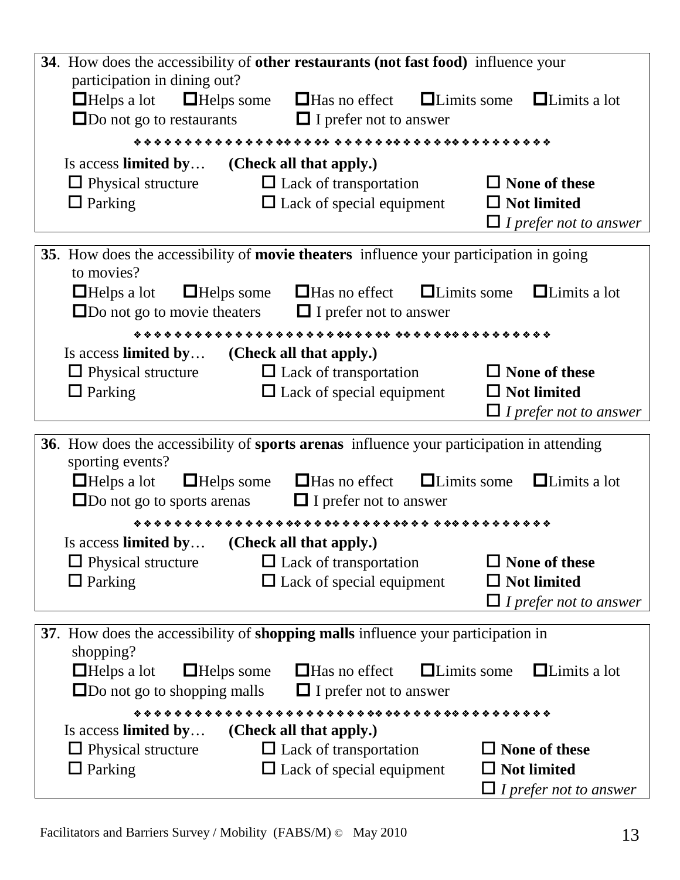**34**. How does the accessibility of **other restaurants (not fast food)** influence your participation in dining out?

☐ Helps a lot ☐ Helps some ☐ Has no effect ☐ Limits some ☐ Limits a lot
☐ Do not go to restaurants ☐ I prefer not to answer

❖❖❖❖❖❖❖❖❖❖❖❖❖❖❖❖❖❖❖❖❖❖❖❖❖❖❖❖❖❖❖❖❖❖❖❖❖❖❖❖

Is access **limited by**… **(Check all that apply.)**

☐ Physical structure ☐ Lack of transportation ☐ **None of these**
☐ Parking ☐ Lack of special equipment ☐ **Not limited**
☐ *I prefer not to answer*

---

**35**. How does the accessibility of **movie theaters** influence your participation in going to movies?

☐ Helps a lot ☐ Helps some ☐ Has no effect ☐ Limits some ☐ Limits a lot
☐ Do not go to movie theaters ☐ I prefer not to answer

❖❖❖❖❖❖❖❖❖❖❖❖❖❖❖❖❖❖❖❖❖❖❖❖❖❖❖❖❖❖❖❖❖❖❖❖❖❖❖❖

Is access **limited by**… **(Check all that apply.)**

☐ Physical structure ☐ Lack of transportation ☐ **None of these**
☐ Parking ☐ Lack of special equipment ☐ **Not limited**
☐ *I prefer not to answer*

---

**36**. How does the accessibility of **sports arenas** influence your participation in attending sporting events?

☐ Helps a lot ☐ Helps some ☐ Has no effect ☐ Limits some ☐ Limits a lot
☐ Do not go to sports arenas ☐ I prefer not to answer

❖❖❖❖❖❖❖❖❖❖❖❖❖❖❖❖❖❖❖❖❖❖❖❖❖❖❖❖❖❖❖❖❖❖❖❖❖❖❖❖

Is access **limited by**… **(Check all that apply.)**

☐ Physical structure ☐ Lack of transportation ☐ **None of these**
☐ Parking ☐ Lack of special equipment ☐ **Not limited**
☐ *I prefer not to answer*

---

**37**. How does the accessibility of **shopping malls** influence your participation in shopping?

☐ Helps a lot ☐ Helps some ☐ Has no effect ☐ Limits some ☐ Limits a lot
☐ Do not go to shopping malls ☐ I prefer not to answer

❖❖❖❖❖❖❖❖❖❖❖❖❖❖❖❖❖❖❖❖❖❖❖❖❖❖❖❖❖❖❖❖❖❖❖❖❖❖❖❖

Is access **limited by**… **(Check all that apply.)**

☐ Physical structure ☐ Lack of transportation ☐ **None of these**
☐ Parking ☐ Lack of special equipment ☐ **Not limited**
☐ *I prefer not to answer*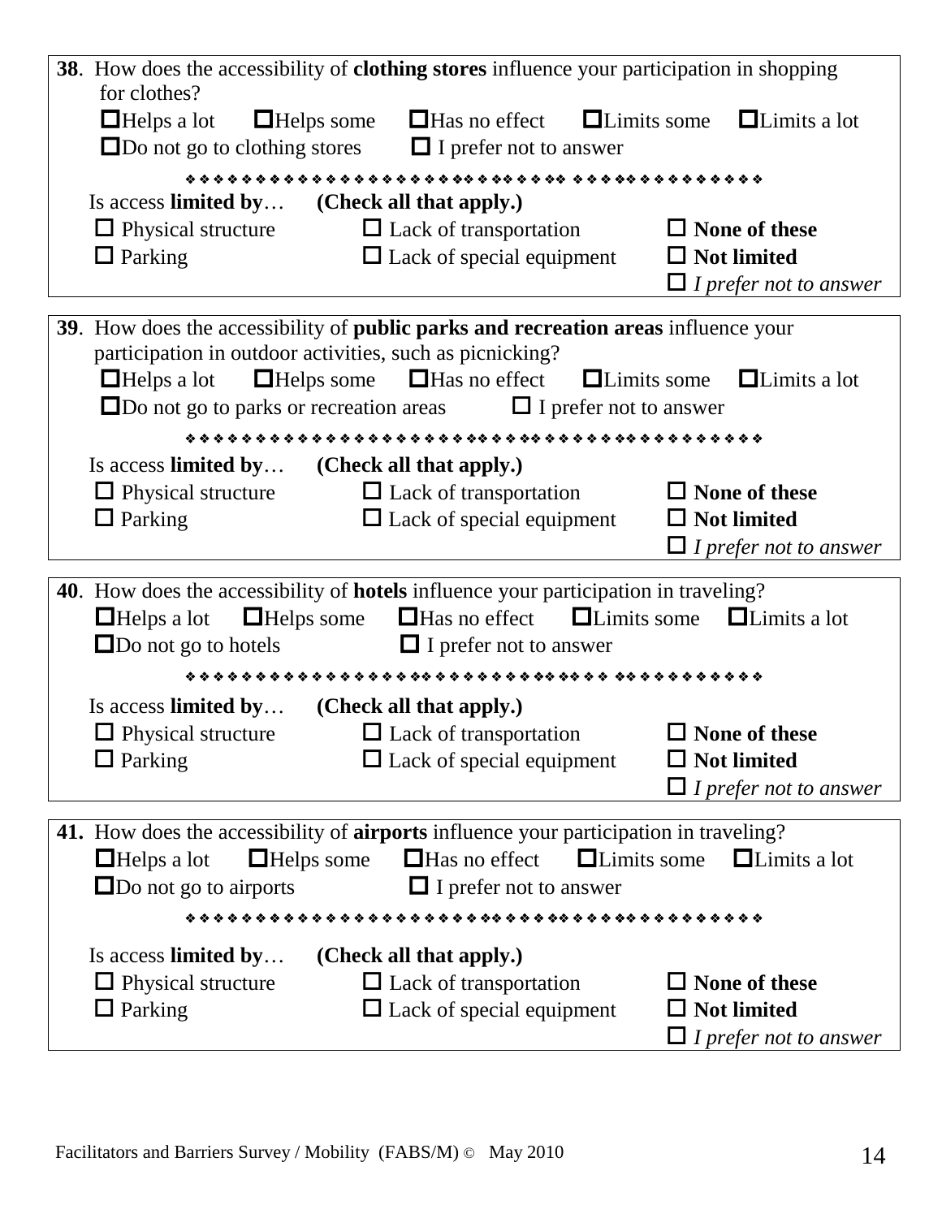**38**. How does the accessibility of **clothing stores** influence your participation in shopping for clothes?

☐Helps a lot ☐Helps some ☐Has no effect ☐Limits some ☐Limits a lot
☐Do not go to clothing stores ☐ I prefer not to answer

❖❖❖❖❖❖❖❖❖❖❖❖❖❖❖❖❖❖❖❖❖❖❖❖❖❖❖❖❖❖❖❖❖❖❖❖❖❖❖❖❖

Is access **limited by**… **(Check all that apply.)**

☐ Physical structure ☐ Lack of transportation ☐ **None of these**
☐ Parking ☐ Lack of special equipment ☐ **Not limited**
☐ *I prefer not to answer*

**39**. How does the accessibility of **public parks and recreation areas** influence your participation in outdoor activities, such as picnicking?

☐Helps a lot ☐Helps some ☐Has no effect ☐Limits some ☐Limits a lot
☐Do not go to parks or recreation areas ☐ I prefer not to answer

❖❖❖❖❖❖❖❖❖❖❖❖❖❖❖❖❖❖❖❖❖❖❖❖❖❖❖❖❖❖❖❖❖❖❖❖❖❖❖❖❖

Is access **limited by**… **(Check all that apply.)**

☐ Physical structure ☐ Lack of transportation ☐ **None of these**
☐ Parking ☐ Lack of special equipment ☐ **Not limited**
☐ *I prefer not to answer*

**40**. How does the accessibility of **hotels** influence your participation in traveling?

☐Helps a lot ☐Helps some ☐Has no effect ☐Limits some ☐Limits a lot
☐Do not go to hotels ☐ I prefer not to answer

❖❖❖❖❖❖❖❖❖❖❖❖❖❖❖❖❖❖❖❖❖❖❖❖❖❖❖❖❖❖❖❖❖❖❖❖❖❖❖❖❖

Is access **limited by**… **(Check all that apply.)**

☐ Physical structure ☐ Lack of transportation ☐ **None of these**
☐ Parking ☐ Lack of special equipment ☐ **Not limited**
☐ *I prefer not to answer*

**41.** How does the accessibility of **airports** influence your participation in traveling?

☐Helps a lot ☐Helps some ☐Has no effect ☐Limits some ☐Limits a lot
☐Do not go to airports ☐ I prefer not to answer

❖❖❖❖❖❖❖❖❖❖❖❖❖❖❖❖❖❖❖❖❖❖❖❖❖❖❖❖❖❖❖❖❖❖❖❖❖❖❖❖❖

Is access **limited by**… **(Check all that apply.)**

☐ Physical structure ☐ Lack of transportation ☐ **None of these**
☐ Parking ☐ Lack of special equipment ☐ **Not limited**
☐ *I prefer not to answer*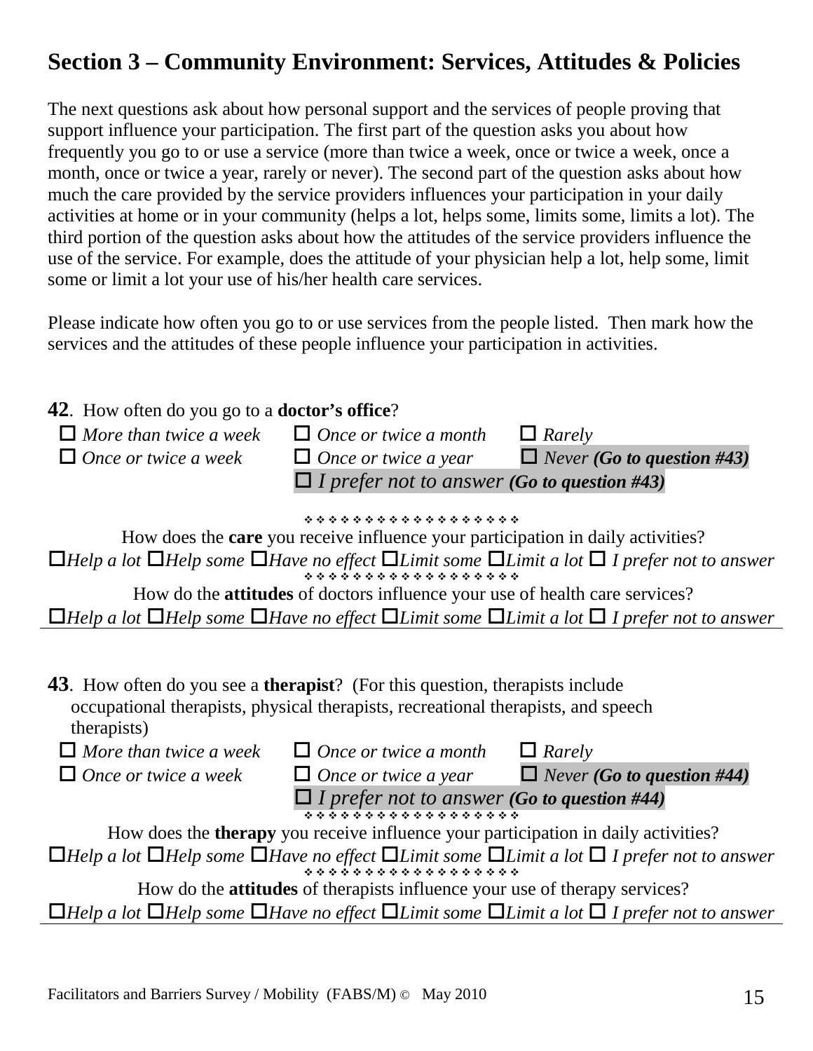## Section 3 – Community Environment: Services, Attitudes & Policies

The next questions ask about how personal support and the services of people proving that support influence your participation. The first part of the question asks you about how frequently you go to or use a service (more than twice a week, once or twice a week, once a month, once or twice a year, rarely or never). The second part of the question asks about how much the care provided by the service providers influences your participation in your daily activities at home or in your community (helps a lot, helps some, limits some, limits a lot). The third portion of the question asks about how the attitudes of the service providers influence the use of the service. For example, does the attitude of your physician help a lot, help some, limit some or limit a lot your use of his/her health care services.

Please indicate how often you go to or use services from the people listed. Then mark how the services and the attitudes of these people influence your participation in activities.

**42**. How often do you go to a **doctor's office**?

- ☐ *More than twice a week*
- ☐ *Once or twice a week*
- ☐ *Once or twice a month*
- ☐ *Once or twice a year*
- ☐ *Rarely*
- ☐ *Never* ***(Go to question #43)***
- ☐ *I prefer not to answer* ***(Go to question #43)***

❖❖❖❖❖❖❖❖❖❖❖❖❖❖❖❖❖❖

How does the **care** you receive influence your participation in daily activities?

☐*Help a lot* ☐*Help some* ☐*Have no effect* ☐*Limit some* ☐*Limit a lot* ☐ *I prefer not to answer*

❖❖❖❖❖❖❖❖❖❖❖❖❖❖❖❖❖❖

How do the **attitudes** of doctors influence your use of health care services?

☐*Help a lot* ☐*Help some* ☐*Have no effect* ☐*Limit some* ☐*Limit a lot* ☐ *I prefer not to answer*

---

**43**. How often do you see a **therapist**? (For this question, therapists include occupational therapists, physical therapists, recreational therapists, and speech therapists)

- ☐ *More than twice a week*
- ☐ *Once or twice a week*
- ☐ *Once or twice a month*
- ☐ *Once or twice a year*
- ☐ *Rarely*
- ☐ *Never* ***(Go to question #44)***
- ☐ *I prefer not to answer* ***(Go to question #44)***

❖❖❖❖❖❖❖❖❖❖❖❖❖❖❖❖❖❖

How does the **therapy** you receive influence your participation in daily activities?

☐*Help a lot* ☐*Help some* ☐*Have no effect* ☐*Limit some* ☐*Limit a lot* ☐ *I prefer not to answer*

❖❖❖❖❖❖❖❖❖❖❖❖❖❖❖❖❖❖

How do the **attitudes** of therapists influence your use of therapy services?

☐*Help a lot* ☐*Help some* ☐*Have no effect* ☐*Limit some* ☐*Limit a lot* ☐ *I prefer not to answer*

---

Facilitators and Barriers Survey / Mobility (FABS/M) © May 2010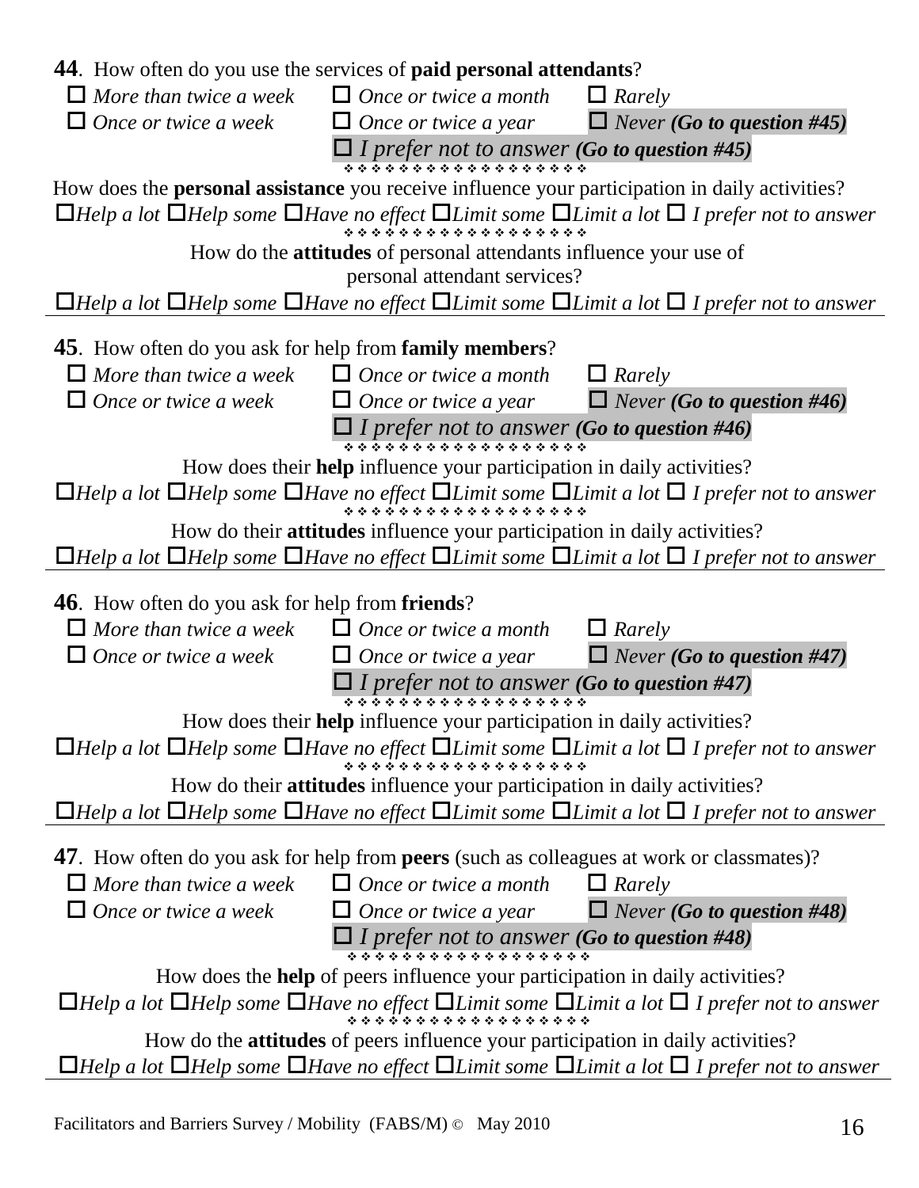**44**. How often do you use the services of **paid personal attendants**?

☐ *More than twice a week* ☐ *Once or twice a month* ☐ *Rarely*
☐ *Once or twice a week* ☐ *Once or twice a year* ☐ *Never **(Go to question #45)***
☐ *I prefer not to answer **(Go to question #45)***

❖❖❖❖❖❖❖❖❖❖❖❖❖❖❖❖❖❖

How does the **personal assistance** you receive influence your participation in daily activities?

☐*Help a lot* ☐*Help some* ☐*Have no effect* ☐*Limit some* ☐*Limit a lot* ☐ *I prefer not to answer*

❖❖❖❖❖❖❖❖❖❖❖❖❖❖❖❖❖❖

How do the **attitudes** of personal attendants influence your use of personal attendant services?

☐*Help a lot* ☐*Help some* ☐*Have no effect* ☐*Limit some* ☐*Limit a lot* ☐ *I prefer not to answer*

---

**45**. How often do you ask for help from **family members**?

☐ *More than twice a week* ☐ *Once or twice a month* ☐ *Rarely*
☐ *Once or twice a week* ☐ *Once or twice a year* ☐ *Never **(Go to question #46)***
☐ *I prefer not to answer **(Go to question #46)***

❖❖❖❖❖❖❖❖❖❖❖❖❖❖❖❖❖❖

How does their **help** influence your participation in daily activities?

☐*Help a lot* ☐*Help some* ☐*Have no effect* ☐*Limit some* ☐*Limit a lot* ☐ *I prefer not to answer*

❖❖❖❖❖❖❖❖❖❖❖❖❖❖❖❖❖❖

How do their **attitudes** influence your participation in daily activities?

☐*Help a lot* ☐*Help some* ☐*Have no effect* ☐*Limit some* ☐*Limit a lot* ☐ *I prefer not to answer*

---

**46**. How often do you ask for help from **friends**?

☐ *More than twice a week* ☐ *Once or twice a month* ☐ *Rarely*
☐ *Once or twice a week* ☐ *Once or twice a year* ☐ *Never **(Go to question #47)***
☐ *I prefer not to answer **(Go to question #47)***

❖❖❖❖❖❖❖❖❖❖❖❖❖❖❖❖❖❖

How does their **help** influence your participation in daily activities?

☐*Help a lot* ☐*Help some* ☐*Have no effect* ☐*Limit some* ☐*Limit a lot* ☐ *I prefer not to answer*

❖❖❖❖❖❖❖❖❖❖❖❖❖❖❖❖❖❖

How do their **attitudes** influence your participation in daily activities?

☐*Help a lot* ☐*Help some* ☐*Have no effect* ☐*Limit some* ☐*Limit a lot* ☐ *I prefer not to answer*

---

**47**. How often do you ask for help from **peers** (such as colleagues at work or classmates)?

☐ *More than twice a week* ☐ *Once or twice a month* ☐ *Rarely*
☐ *Once or twice a week* ☐ *Once or twice a year* ☐ *Never **(Go to question #48)***
☐ *I prefer not to answer **(Go to question #48)***

❖❖❖❖❖❖❖❖❖❖❖❖❖❖❖❖❖❖

How does the **help** of peers influence your participation in daily activities?

☐*Help a lot* ☐*Help some* ☐*Have no effect* ☐*Limit some* ☐*Limit a lot* ☐ *I prefer not to answer*

❖❖❖❖❖❖❖❖❖❖❖❖❖❖❖❖❖❖

How do the **attitudes** of peers influence your participation in daily activities?

☐*Help a lot* ☐*Help some* ☐*Have no effect* ☐*Limit some* ☐*Limit a lot* ☐ *I prefer not to answer*

---

Facilitators and Barriers Survey / Mobility (FABS/M) © May 2010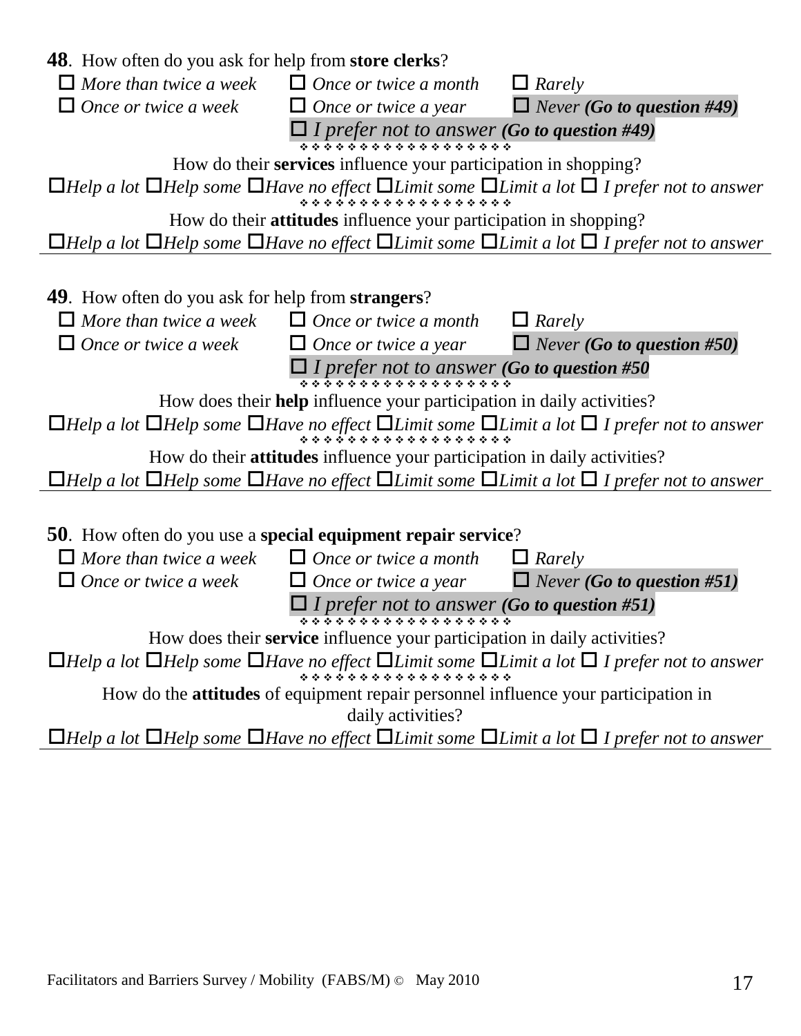**48**. How often do you ask for help from **store clerks**?

☐ *More than twice a week* ☐ *Once or twice a month* ☐ *Rarely*
☐ *Once or twice a week* ☐ *Once or twice a year* ☐ *Never* ***(Go to question #49)***
☐ *I prefer not to answer* ***(Go to question #49)***

❖❖❖❖❖❖❖❖❖❖❖❖❖❖❖❖❖❖

How do their **services** influence your participation in shopping?

☐*Help a lot* ☐*Help some* ☐*Have no effect* ☐*Limit some* ☐*Limit a lot* ☐ *I prefer not to answer*

❖❖❖❖❖❖❖❖❖❖❖❖❖❖❖❖❖❖

How do their **attitudes** influence your participation in shopping?

☐*Help a lot* ☐*Help some* ☐*Have no effect* ☐*Limit some* ☐*Limit a lot* ☐ *I prefer not to answer*

---

**49**. How often do you ask for help from **strangers**?

☐ *More than twice a week* ☐ *Once or twice a month* ☐ *Rarely*
☐ *Once or twice a week* ☐ *Once or twice a year* ☐ *Never* ***(Go to question #50)***
☐ *I prefer not to answer* ***(Go to question #50***

❖❖❖❖❖❖❖❖❖❖❖❖❖❖❖❖❖❖

How does their **help** influence your participation in daily activities?

☐*Help a lot* ☐*Help some* ☐*Have no effect* ☐*Limit some* ☐*Limit a lot* ☐ *I prefer not to answer*

❖❖❖❖❖❖❖❖❖❖❖❖❖❖❖❖❖❖

How do their **attitudes** influence your participation in daily activities?

☐*Help a lot* ☐*Help some* ☐*Have no effect* ☐*Limit some* ☐*Limit a lot* ☐ *I prefer not to answer*

---

**50**. How often do you use a **special equipment repair service**?

☐ *More than twice a week* ☐ *Once or twice a month* ☐ *Rarely*
☐ *Once or twice a week* ☐ *Once or twice a year* ☐ *Never* ***(Go to question #51)***
☐ *I prefer not to answer* ***(Go to question #51)***

❖❖❖❖❖❖❖❖❖❖❖❖❖❖❖❖❖❖

How does their **service** influence your participation in daily activities?

☐*Help a lot* ☐*Help some* ☐*Have no effect* ☐*Limit some* ☐*Limit a lot* ☐ *I prefer not to answer*

❖❖❖❖❖❖❖❖❖❖❖❖❖❖❖❖❖❖

How do the **attitudes** of equipment repair personnel influence your participation in daily activities?

☐*Help a lot* ☐*Help some* ☐*Have no effect* ☐*Limit some* ☐*Limit a lot* ☐ *I prefer not to answer*

---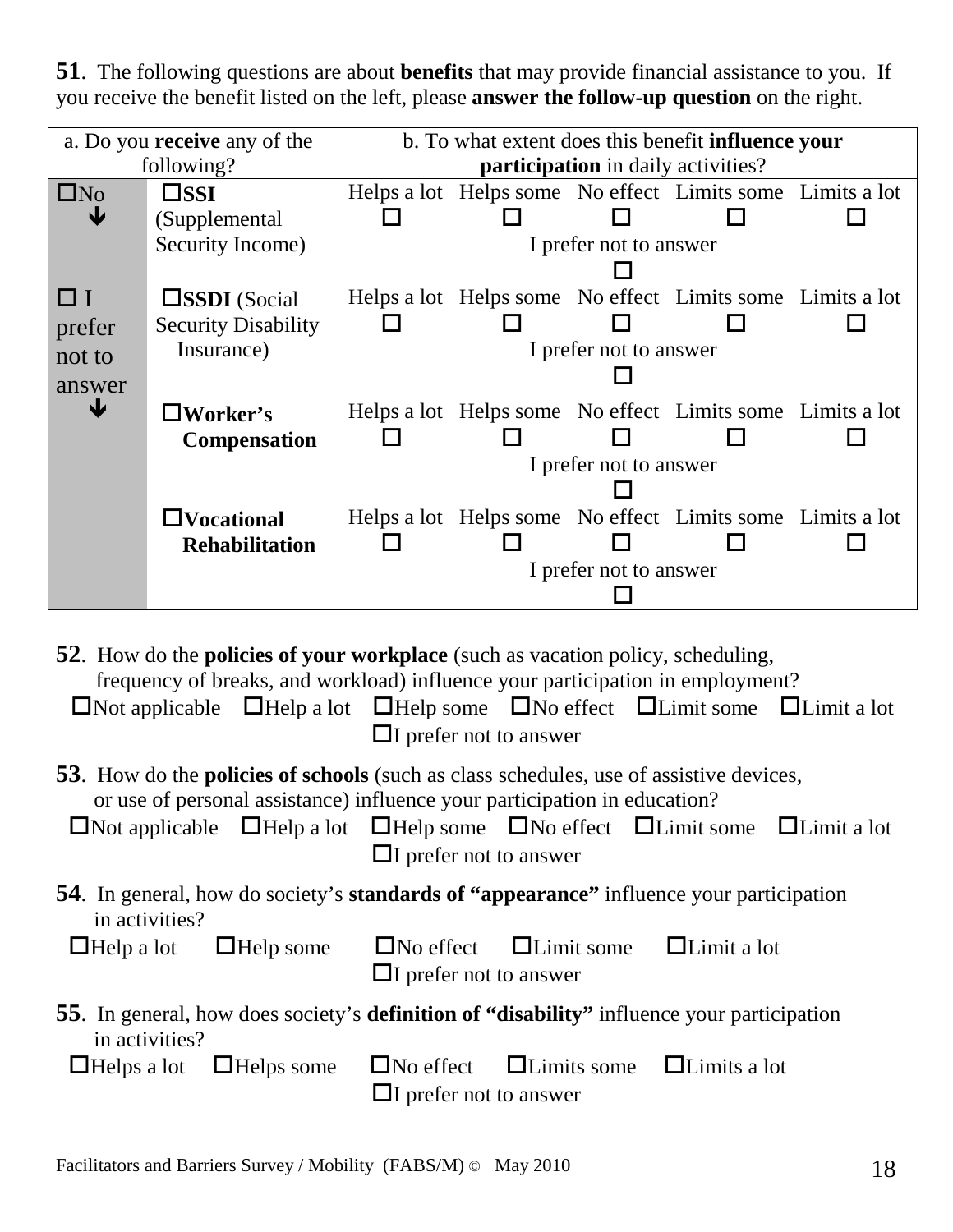**51**. The following questions are about **benefits** that may provide financial assistance to you. If you receive the benefit listed on the left, please **answer the follow-up question** on the right.

| a. Do you **receive** any of the following? | | b. To what extent does this benefit **influence your participation** in daily activities? |
|---|---|---|
| ☐No ↓ | ☐**SSI** (Supplemental Security Income) | Helps a lot ☐ Helps some ☐ No effect ☐ Limits some ☐ Limits a lot ☐ I prefer not to answer ☐ |
| ☐ I prefer not to answer ↓ | ☐**SSDI** (Social Security Disability Insurance) | Helps a lot ☐ Helps some ☐ No effect ☐ Limits some ☐ Limits a lot ☐ I prefer not to answer ☐ |
| | ☐**Worker's Compensation** | Helps a lot ☐ Helps some ☐ No effect ☐ Limits some ☐ Limits a lot ☐ I prefer not to answer ☐ |
| | ☐**Vocational Rehabilitation** | Helps a lot ☐ Helps some ☐ No effect ☐ Limits some ☐ Limits a lot ☐ I prefer not to answer ☐ |

**52**. How do the **policies of your workplace** (such as vacation policy, scheduling, frequency of breaks, and workload) influence your participation in employment?

☐Not applicable ☐Help a lot ☐Help some ☐No effect ☐Limit some ☐Limit a lot ☐I prefer not to answer

**53**. How do the **policies of schools** (such as class schedules, use of assistive devices, or use of personal assistance) influence your participation in education?

☐Not applicable ☐Help a lot ☐Help some ☐No effect ☐Limit some ☐Limit a lot ☐I prefer not to answer

**54**. In general, how do society's **standards of "appearance"** influence your participation in activities?

☐Help a lot ☐Help some ☐No effect ☐Limit some ☐Limit a lot ☐I prefer not to answer

**55**. In general, how does society's **definition of "disability"** influence your participation in activities?

☐Helps a lot ☐Helps some ☐No effect ☐Limits some ☐Limits a lot ☐I prefer not to answer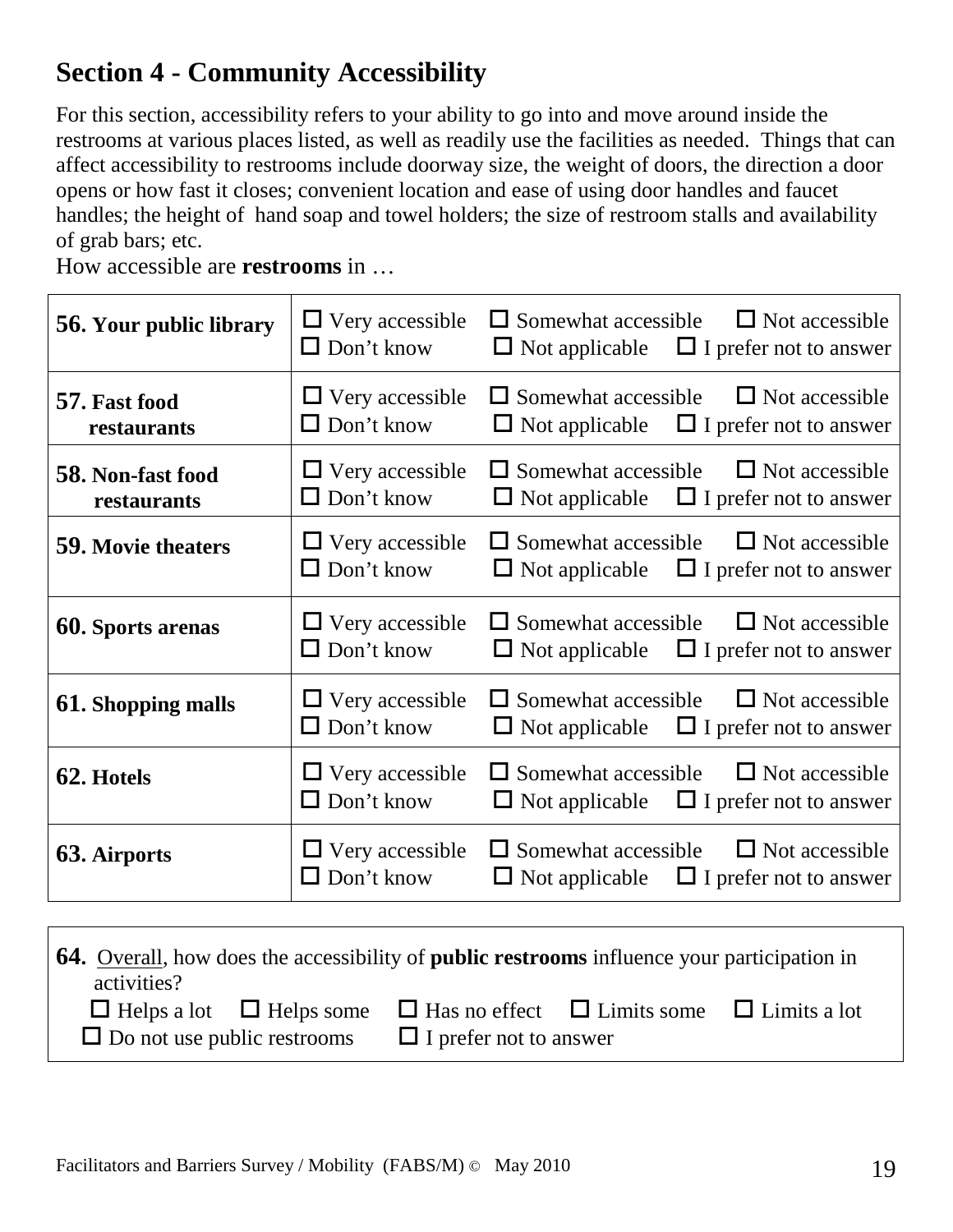## Section 4 - Community Accessibility

For this section, accessibility refers to your ability to go into and move around inside the restrooms at various places listed, as well as readily use the facilities as needed. Things that can affect accessibility to restrooms include doorway size, the weight of doors, the direction a door opens or how fast it closes; convenient location and ease of using door handles and faucet handles; the height of hand soap and towel holders; the size of restroom stalls and availability of grab bars; etc.

How accessible are **restrooms** in …

| | |
|---|---|
| **56. Your public library** | ☐ Very accessible ☐ Somewhat accessible ☐ Not accessible ☐ Don't know ☐ Not applicable ☐ I prefer not to answer |
| **57. Fast food restaurants** | ☐ Very accessible ☐ Somewhat accessible ☐ Not accessible ☐ Don't know ☐ Not applicable ☐ I prefer not to answer |
| **58. Non-fast food restaurants** | ☐ Very accessible ☐ Somewhat accessible ☐ Not accessible ☐ Don't know ☐ Not applicable ☐ I prefer not to answer |
| **59. Movie theaters** | ☐ Very accessible ☐ Somewhat accessible ☐ Not accessible ☐ Don't know ☐ Not applicable ☐ I prefer not to answer |
| **60. Sports arenas** | ☐ Very accessible ☐ Somewhat accessible ☐ Not accessible ☐ Don't know ☐ Not applicable ☐ I prefer not to answer |
| **61. Shopping malls** | ☐ Very accessible ☐ Somewhat accessible ☐ Not accessible ☐ Don't know ☐ Not applicable ☐ I prefer not to answer |
| **62. Hotels** | ☐ Very accessible ☐ Somewhat accessible ☐ Not accessible ☐ Don't know ☐ Not applicable ☐ I prefer not to answer |
| **63. Airports** | ☐ Very accessible ☐ Somewhat accessible ☐ Not accessible ☐ Don't know ☐ Not applicable ☐ I prefer not to answer |

**64.** Overall, how does the accessibility of **public restrooms** influence your participation in activities?

☐ Helps a lot ☐ Helps some ☐ Has no effect ☐ Limits some ☐ Limits a lot
☐ Do not use public restrooms ☐ I prefer not to answer

Facilitators and Barriers Survey / Mobility (FABS/M) © May 2010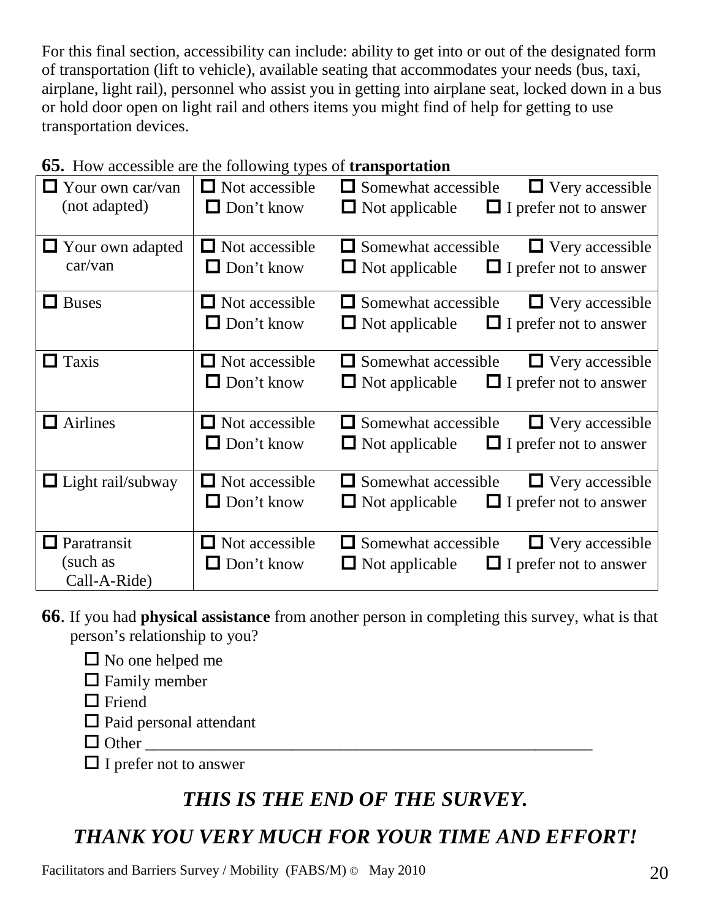For this final section, accessibility can include: ability to get into or out of the designated form of transportation (lift to vehicle), available seating that accommodates your needs (bus, taxi, airplane, light rail), personnel who assist you in getting into airplane seat, locked down in a bus or hold door open on light rail and others items you might find of help for getting to use transportation devices.

**65.** How accessible are the following types of **transportation**

| | |
|---|---|
| ☐ Your own car/van (not adapted) | ☐ Not accessible ☐ Somewhat accessible ☐ Very accessible ☐ Don't know ☐ Not applicable ☐ I prefer not to answer |
| ☐ Your own adapted car/van | ☐ Not accessible ☐ Somewhat accessible ☐ Very accessible ☐ Don't know ☐ Not applicable ☐ I prefer not to answer |
| ☐ Buses | ☐ Not accessible ☐ Somewhat accessible ☐ Very accessible ☐ Don't know ☐ Not applicable ☐ I prefer not to answer |
| ☐ Taxis | ☐ Not accessible ☐ Somewhat accessible ☐ Very accessible ☐ Don't know ☐ Not applicable ☐ I prefer not to answer |
| ☐ Airlines | ☐ Not accessible ☐ Somewhat accessible ☐ Very accessible ☐ Don't know ☐ Not applicable ☐ I prefer not to answer |
| ☐ Light rail/subway | ☐ Not accessible ☐ Somewhat accessible ☐ Very accessible ☐ Don't know ☐ Not applicable ☐ I prefer not to answer |
| ☐ Paratransit (such as Call-A-Ride) | ☐ Not accessible ☐ Somewhat accessible ☐ Very accessible ☐ Don't know ☐ Not applicable ☐ I prefer not to answer |

**66**. If you had **physical assistance** from another person in completing this survey, what is that person's relationship to you?

- ☐ No one helped me
- ☐ Family member
- ☐ Friend
- ☐ Paid personal attendant
- ☐ Other ________________________________________________________
- ☐ I prefer not to answer

## *THIS IS THE END OF THE SURVEY.*

## *THANK YOU VERY MUCH FOR YOUR TIME AND EFFORT!*